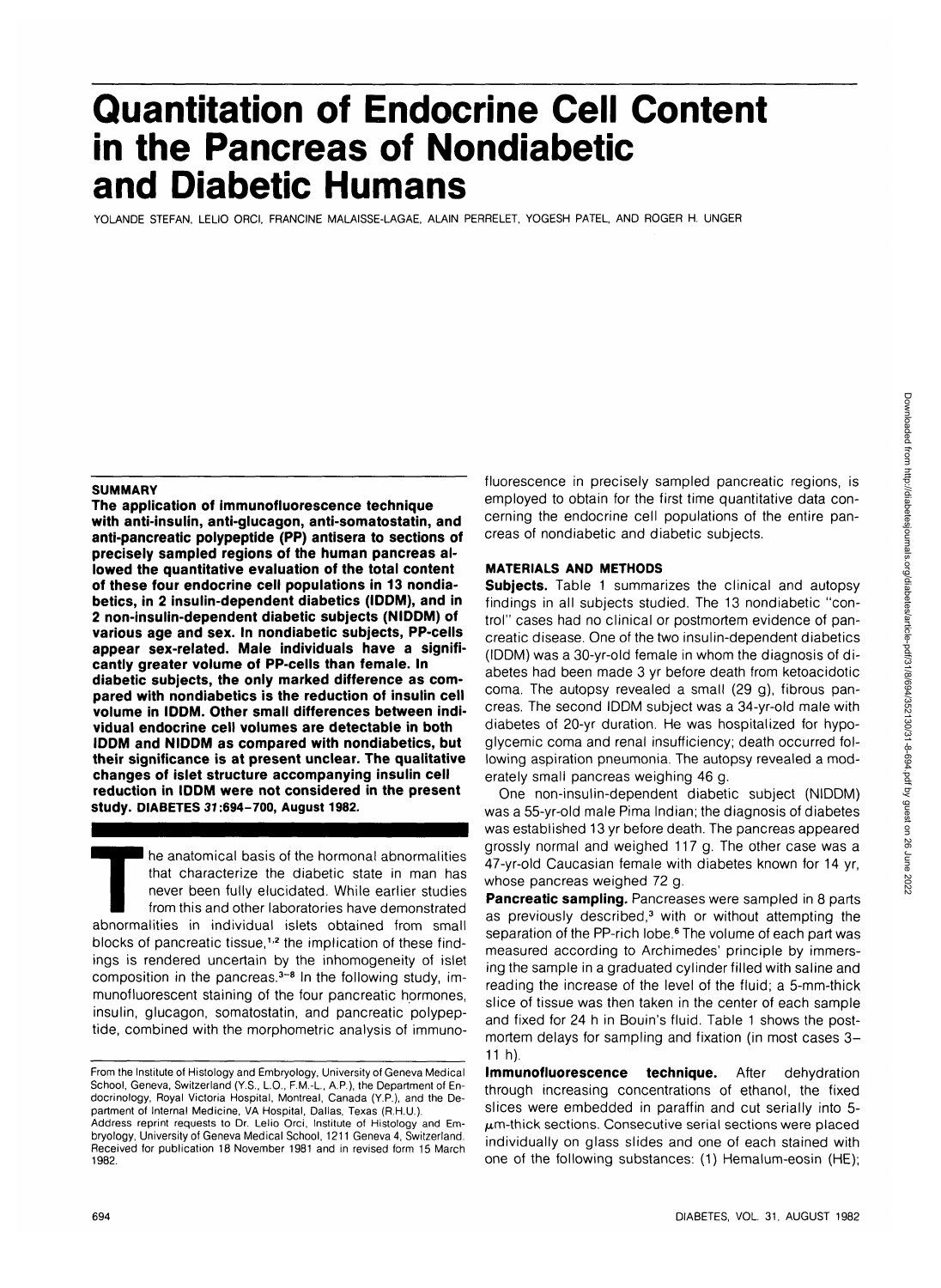# Quantitation of Endocrine Cell Content in the Pancreas of Nondiabetic and Diabetic Humans

YOLANDE STEFAN, LELIO ORCI, FRANCINE MALAISSE-LAGAE, ALAIN PERRELET, YOGESH PATEL, AND ROGER H. UNGER

## SUMMARY

**The application of immunofluorescence technique with anti-insulin, anti-glucagon, anti-somatostatin, and anti-pancreatic polypeptide (PP) antisera to sections of precisely sampled regions of the human pancreas allowed the quantitative evaluation of the total content of these four endocrine cell populations in 13 nondiabetics, in 2 insulin-dependent diabetics (IDDM), and in 2 non-insulin-dependent diabetic subjects (NIDDM) of various age and sex. In nondiabetic subjects, PP-cells appear sex-related. Male individuals have a significantly greater volume of PP-cells than female. In diabetic subjects, the only marked difference as compared with nondiabetics is the reduction of insulin cell volume in IDDM. Other small differences between individual endocrine cell volumes are detectable in both IDDM and NIDDM as compared with nondiabetics, but their significance is at present unclear. The qualitative changes of islet structure accompanying insulin cell reduction in IDDM were not considered in the present study. DIABETES *31*:694–700, August 1982.**

The anatomical basis of the hormonal abnormalities that characterize the diabetic state in man has never been fully elucidated. While earlier studies from this and other laboratories have demonstrated abnormalities in individual islets obtained from small blocks of pancreatic tissue,[1,2] the implication of these findings is rendered uncertain by the inhomogeneity of islet composition in the pancreas.[3–8] In the following study, immunofluorescent staining of the four pancreatic hormones, insulin, glucagon, somatostatin, and pancreatic polypeptide, combined with the morphometric analysis of immunofluorescence in precisely sampled pancreatic regions, is employed to obtain for the first time quantitative data concerning the endocrine cell populations of the entire pancreas of nondiabetic and diabetic subjects.

From the Institute of Histology and Embryology, University of Geneva Medical School, Geneva, Switzerland (Y.S., L.O., F.M.-L., A.P.), the Department of Endocrinology, Royal Victoria Hospital, Montreal, Canada (Y.P.), and the Department of Internal Medicine, VA Hospital, Dallas, Texas (R.H.U.).
Address reprint requests to Dr. Lelio Orci, Institute of Histology and Embryology, University of Geneva Medical School, 1211 Geneva 4, Switzerland.
Received for publication 18 November 1981 and in revised form 15 March 1982.

## MATERIALS AND METHODS

**Subjects.** Table 1 summarizes the clinical and autopsy findings in all subjects studied. The 13 nondiabetic "control" cases had no clinical or postmortem evidence of pancreatic disease. One of the two insulin-dependent diabetics (IDDM) was a 30-yr-old female in whom the diagnosis of diabetes had been made 3 yr before death from ketoacidotic coma. The autopsy revealed a small (29 g), fibrous pancreas. The second IDDM subject was a 34-yr-old male with diabetes of 20-yr duration. He was hospitalized for hypoglycemic coma and renal insufficiency; death occurred following aspiration pneumonia. The autopsy revealed a moderately small pancreas weighing 46 g.

One non-insulin-dependent diabetic subject (NIDDM) was a 55-yr-old male Pima Indian; the diagnosis of diabetes was established 13 yr before death. The pancreas appeared grossly normal and weighed 117 g. The other case was a 47-yr-old Caucasian female with diabetes known for 14 yr, whose pancreas weighed 72 g.

**Pancreatic sampling.** Pancreases were sampled in 8 parts as previously described,[3] with or without attempting the separation of the PP-rich lobe.[6] The volume of each part was measured according to Archimedes' principle by immersing the sample in a graduated cylinder filled with saline and reading the increase of the level of the fluid; a 5-mm-thick slice of tissue was then taken in the center of each sample and fixed for 24 h in Bouin's fluid. Table 1 shows the postmortem delays for sampling and fixation (in most cases 3–11 h).

**Immunofluorescence technique.** After dehydration through increasing concentrations of ethanol, the fixed slices were embedded in paraffin and cut serially into 5-μm-thick sections. Consecutive serial sections were placed individually on glass slides and one of each stained with one of the following substances: (1) Hemalum-eosin (HE);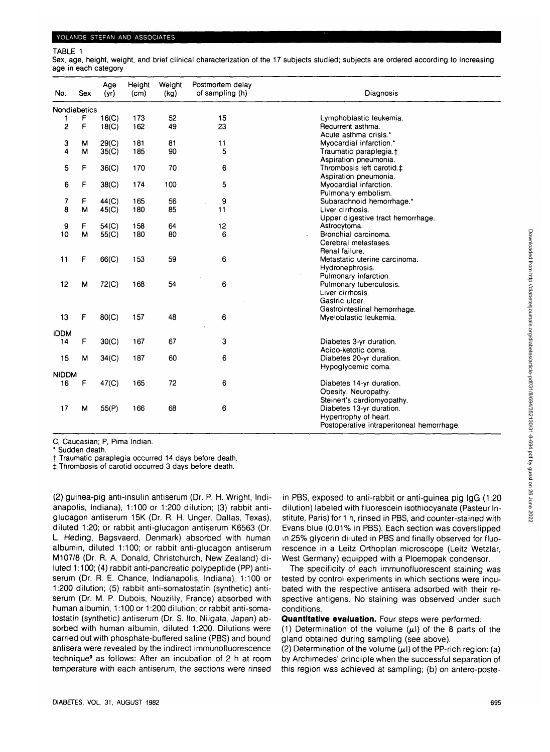TABLE 1

Sex, age, height, weight, and brief clinical characterization of the 17 subjects studied; subjects are ordered according to increasing age in each category

| No. | Sex | Age (yr) | Height (cm) | Weight (kg) | Postmortem delay of sampling (h) | Diagnosis |
|---|---|---|---|---|---|---|
| Nondiabetics | | | | | | |
| 1 | F | 16(C) | 173 | 52 | 15 | Lymphoblastic leukemia. |
| 2 | F | 18(C) | 162 | 49 | 23 | Recurrent asthma. Acute asthma crisis.* |
| 3 | M | 29(C) | 181 | 81 | 11 | Myocardial infarction.* |
| 4 | M | 35(C) | 185 | 90 | 5 | Traumatic paraplegia.† Aspiration pneumonia. |
| 5 | F | 36(C) | 170 | 70 | 6 | Thrombosis left carotid.‡ Aspiration pneumonia. |
| 6 | F | 38(C) | 174 | 100 | 5 | Myocardial infarction. Pulmonary embolism. |
| 7 | F | 44(C) | 165 | 56 | 9 | Subarachnoid hemorrhage.* |
| 8 | M | 45(C) | 180 | 85 | 11 | Liver cirrhosis. Upper digestive tract hemorrhage. |
| 9 | F | 54(C) | 158 | 64 | 12 | Astrocytoma. |
| 10 | M | 55(C) | 180 | 80 | 6 | Bronchial carcinoma. Cerebral metastases. Renal failure. |
| 11 | F | 66(C) | 153 | 59 | 6 | Metastatic uterine carcinoma. Hydronephrosis. Pulmonary infarction. |
| 12 | M | 72(C) | 168 | 54 | 6 | Pulmonary tuberculosis. Liver cirrhosis. Gastric ulcer. Gastrointestinal hemorrhage. |
| 13 | F | 80(C) | 157 | 48 | 6 | Myeloblastic leukemia. |
| IDDM | | | | | | |
| 14 | F | 30(C) | 167 | 67 | 3 | Diabetes 3-yr duration. Acido-ketotic coma. |
| 15 | M | 34(C) | 187 | 60 | 6 | Diabetes 20-yr duration. Hypoglycemic coma. |
| NIDDM | | | | | | |
| 16 | F | 47(C) | 165 | 72 | 6 | Diabetes 14-yr duration. Obesity. Neuropathy. Steinert's cardiomyopathy. |
| 17 | M | 55(P) | 166 | 68 | 6 | Diabetes 13-yr duration. Hypertrophy of heart. Postoperative intraperitoneal hemorrhage. |

C, Caucasian; P, Pima Indian.

\* Sudden death.

† Traumatic paraplegia occurred 14 days before death.

‡ Thrombosis of carotid occurred 3 days before death.

(2) guinea-pig anti-insulin antiserum (Dr. P. H. Wright, Indianapolis, Indiana), 1:100 or 1:200 dilution; (3) rabbit anti-glucagon antiserum 15K (Dr. R. H. Unger, Dallas, Texas), diluted 1:20; or rabbit anti-glucagon antiserum K6563 (Dr. L. Heding, Bagsvaerd, Denmark) absorbed with human albumin, diluted 1:100; or rabbit anti-glucagon antiserum M107/8 (Dr. R. A. Donald, Christchurch, New Zealand) diluted 1:100; (4) rabbit anti-pancreatic polypeptide (PP) antiserum (Dr. R. E. Chance, Indianapolis, Indiana), 1:100 or 1:200 dilution; (5) rabbit anti-somatostatin (synthetic) antiserum (Dr. M. P. Dubois, Nouzilly, France) absorbed with human albumin, 1:100 or 1:200 dilution; or rabbit anti-somatostatin (synthetic) antiserum (Dr. S. Ito, Niigata, Japan) absorbed with human albumin, diluted 1:200. Dilutions were carried out with phosphate-buffered saline (PBS) and bound antisera were revealed by the indirect immunofluorescence technique[9] as follows: After an incubation of 2 h at room temperature with each antiserum, the sections were rinsed in PBS, exposed to anti-rabbit or anti-guinea pig IgG (1:20 dilution) labeled with fluorescein isothiocyanate (Pasteur Institute, Paris) for 1 h, rinsed in PBS, and counter-stained with Evans blue (0.01% in PBS). Each section was coverslipped in 25% glycerin diluted in PBS and finally observed for fluorescence in a Leitz Orthoplan microscope (Leitz Wetzlar, West Germany) equipped with a Ploemopak condensor.

The specificity of each immunofluorescent staining was tested by control experiments in which sections were incubated with the respective antisera adsorbed with their respective antigens. No staining was observed under such conditions.

**Quantitative evaluation.** Four steps were performed:

(1) Determination of the volume ($\mu$l) of the 8 parts of the gland obtained during sampling (see above).

(2) Determination of the volume ($\mu$l) of the PP-rich region: (a) by Archimedes' principle when the successful separation of this region was achieved at sampling; (b) on antero-poste-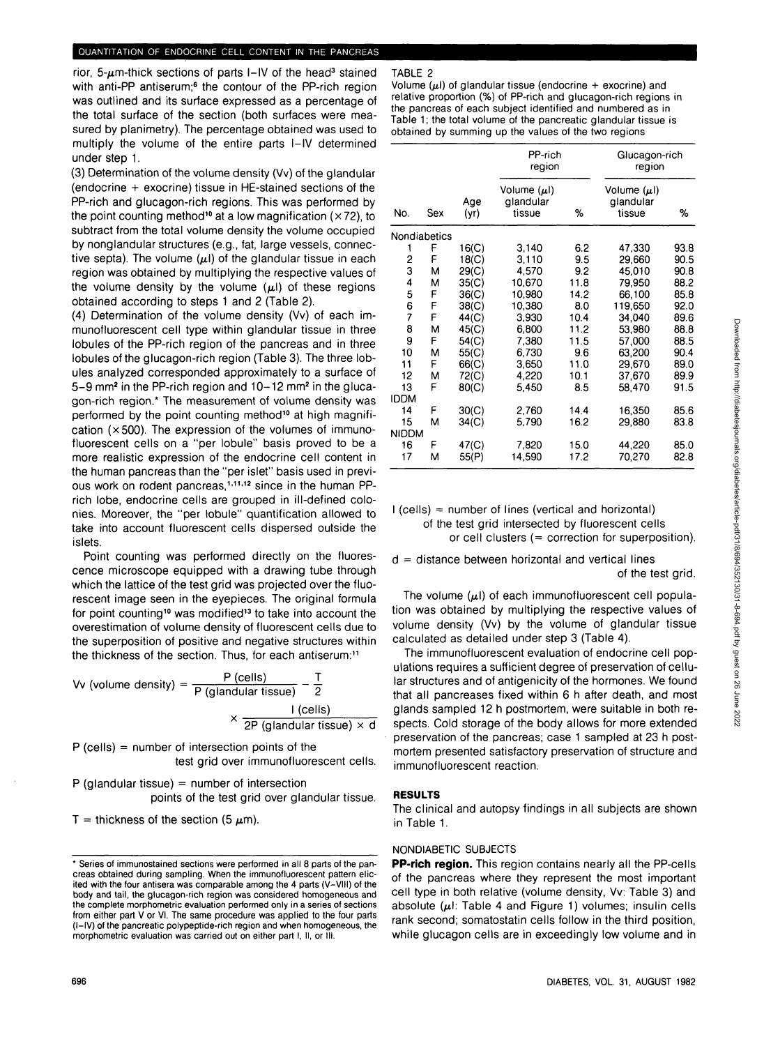rior, 5-μm-thick sections of parts I–IV of the head[3] stained with anti-PP antiserum;[6] the contour of the PP-rich region was outlined and its surface expressed as a percentage of the total surface of the section (both surfaces were measured by planimetry). The percentage obtained was used to multiply the volume of the entire parts I–IV determined under step 1.

(3) Determination of the volume density (Vv) of the glandular (endocrine + exocrine) tissue in HE-stained sections of the PP-rich and glucagon-rich regions. This was performed by the point counting method[10] at a low magnification (×72), to subtract from the total volume density the volume occupied by nonglandular structures (e.g., fat, large vessels, connective septa). The volume (μl) of the glandular tissue in each region was obtained by multiplying the respective values of the volume density by the volume (μl) of these regions obtained according to steps 1 and 2 (Table 2).

(4) Determination of the volume density (Vv) of each immunofluorescent cell type within glandular tissue in three lobules of the PP-rich region of the pancreas and in three lobules of the glucagon-rich region (Table 3). The three lobules analyzed corresponded approximately to a surface of 5–9 mm² in the PP-rich region and 10–12 mm² in the glucagon-rich region.* The measurement of volume density was performed by the point counting method[10] at high magnification (×500). The expression of the volumes of immunofluorescent cells on a "per lobule" basis proved to be a more realistic expression of the endocrine cell content in the human pancreas than the "per islet" basis used in previous work on rodent pancreas,[1,11,12] since in the human PP-rich lobe, endocrine cells are grouped in ill-defined colonies. Moreover, the "per lobule" quantification allowed to take into account fluorescent cells dispersed outside the islets.

Point counting was performed directly on the fluorescence microscope equipped with a drawing tube through which the lattice of the test grid was projected over the fluorescent image seen in the eyepieces. The original formula for point counting[10] was modified[13] to take into account the overestimation of volume density of fluorescent cells due to the superposition of positive and negative structures within the thickness of the section. Thus, for each antiserum:[11]

$$\text{Vv (volume density)} = \frac{\text{P (cells)}}{\text{P (glandular tissue)}} - \frac{T}{2} \times \frac{\text{I (cells)}}{2\text{P (glandular tissue)} \times d}$$

P (cells) = number of intersection points of the test grid over immunofluorescent cells.

P (glandular tissue) = number of intersection points of the test grid over glandular tissue.

T = thickness of the section (5 μm).

I (cells) = number of lines (vertical and horizontal) of the test grid intersected by fluorescent cells or cell clusters (= correction for superposition).

d = distance between horizontal and vertical lines of the test grid.

The volume (μl) of each immunofluorescent cell population was obtained by multiplying the respective values of volume density (Vv) by the volume of glandular tissue calculated as detailed under step 3 (Table 4).

The immunofluorescent evaluation of endocrine cell populations requires a sufficient degree of preservation of cellular structures and of antigenicity of the hormones. We found that all pancreases fixed within 6 h after death, and most glands sampled 12 h postmortem, were suitable in both respects. Cold storage of the body allows for more extended preservation of the pancreas; case 1 sampled at 23 h postmortem presented satisfactory preservation of structure and immunofluorescent reaction.

\* Series of immunostained sections were performed in all 8 parts of the pancreas obtained during sampling. When the immunofluorescent pattern elicited with the four antisera was comparable among the 4 parts (V–VIII) of the body and tail, the glucagon-rich region was considered homogeneous and the complete morphometric evaluation performed only in a series of sections from either part V or VI. The same procedure was applied to the four parts (I–IV) of the pancreatic polypeptide-rich region and when homogeneous, the morphometric evaluation was carried out on either part I, II, or III.

TABLE 2

Volume (μl) of glandular tissue (endocrine + exocrine) and relative proportion (%) of PP-rich and glucagon-rich regions in the pancreas of each subject identified and numbered as in Table 1; the total volume of the pancreatic glandular tissue is obtained by summing up the values of the two regions

| | | | PP-rich region | | Glucagon-rich region | |
|---|---|---|---|---|---|---|
| No. | Sex | Age (yr) | Volume (μl) glandular tissue | % | Volume (μl) glandular tissue | % |
| Nondiabetics | | | | | | |
| 1 | F | 16(C) | 3,140 | 6.2 | 47,330 | 93.8 |
| 2 | F | 18(C) | 3,110 | 9.5 | 29,660 | 90.5 |
| 3 | M | 29(C) | 4,570 | 9.2 | 45,010 | 90.8 |
| 4 | M | 35(C) | 10,670 | 11.8 | 79,950 | 88.2 |
| 5 | F | 36(C) | 10,980 | 14.2 | 66,100 | 85.8 |
| 6 | F | 38(C) | 10,380 | 8.0 | 119,650 | 92.0 |
| 7 | F | 44(C) | 3,930 | 10.4 | 34,040 | 89.6 |
| 8 | M | 45(C) | 6,800 | 11.2 | 53,980 | 88.8 |
| 9 | F | 54(C) | 7,380 | 11.5 | 57,000 | 88.5 |
| 10 | M | 55(C) | 6,730 | 9.6 | 63,200 | 90.4 |
| 11 | F | 66(C) | 3,650 | 11.0 | 29,670 | 89.0 |
| 12 | M | 72(C) | 4,220 | 10.1 | 37,670 | 89.9 |
| 13 | F | 80(C) | 5,450 | 8.5 | 58,470 | 91.5 |
| IDDM | | | | | | |
| 14 | F | 30(C) | 2,760 | 14.4 | 16,350 | 85.6 |
| 15 | M | 34(C) | 5,790 | 16.2 | 29,880 | 83.8 |
| NIDDM | | | | | | |
| 16 | F | 47(C) | 7,820 | 15.0 | 44,220 | 85.0 |
| 17 | M | 55(P) | 14,590 | 17.2 | 70,270 | 82.8 |

## RESULTS

The clinical and autopsy findings in all subjects are shown in Table 1.

### NONDIABETIC SUBJECTS

**PP-rich region.** This region contains nearly all the PP-cells of the pancreas where they represent the most important cell type in both relative (volume density, Vv: Table 3) and absolute (μl: Table 4 and Figure 1) volumes; insulin cells rank second; somatostatin cells follow in the third position, while glucagon cells are in exceedingly low volume and in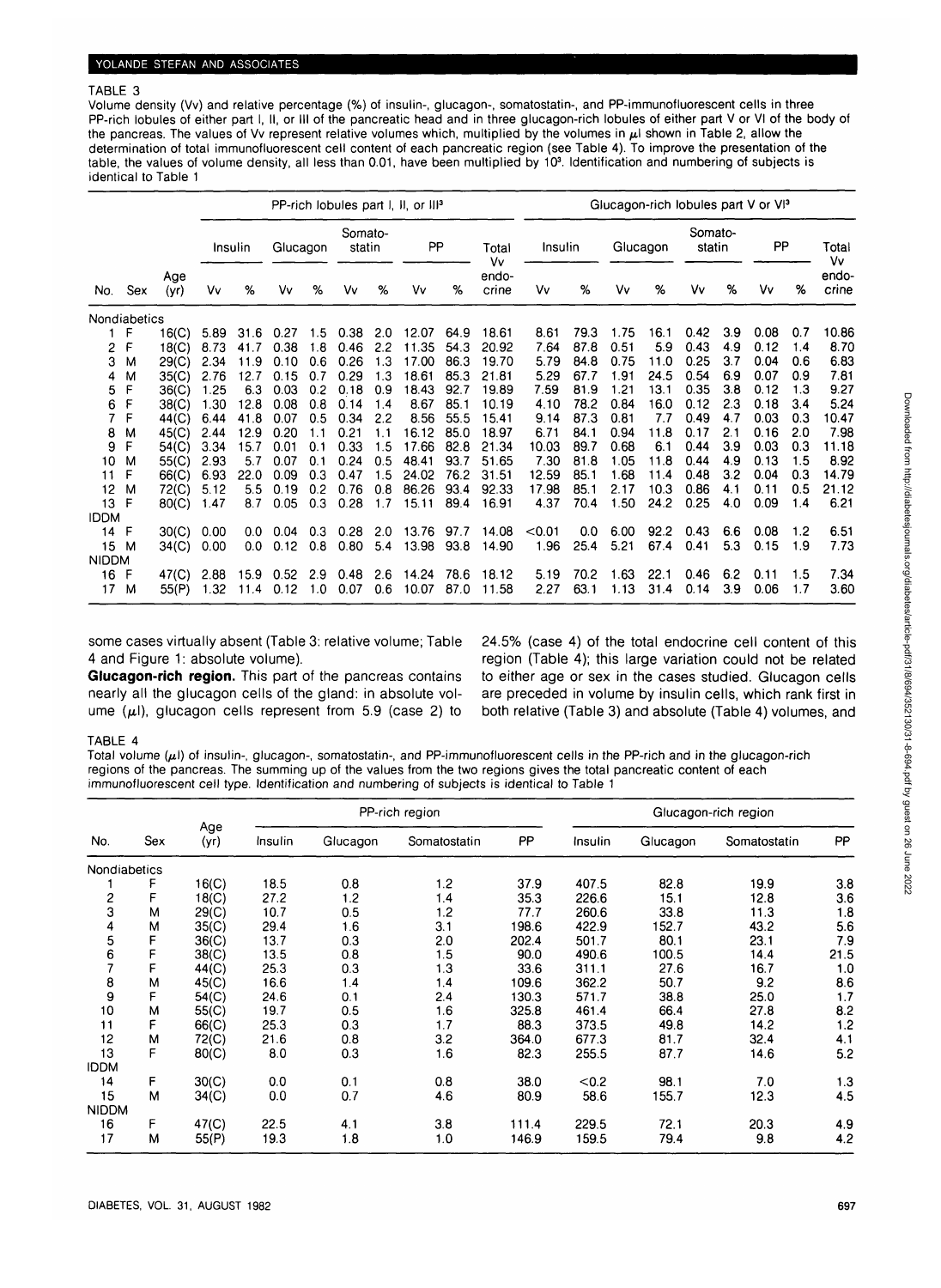TABLE 3

Volume density (Vv) and relative percentage (%) of insulin-, glucagon-, somatostatin-, and PP-immunofluorescent cells in three PP-rich lobules of either part I, II, or III of the pancreatic head and in three glucagon-rich lobules of either part V or VI of the body of the pancreas. The values of Vv represent relative volumes which, multiplied by the volumes in μl shown in Table 2, allow the determination of total immunofluorescent cell content of each pancreatic region (see Table 4). To improve the presentation of the table, the values of volume density, all less than 0.01, have been multiplied by $10^3$. Identification and numbering of subjects is identical to Table 1

| | | | PP-rich lobules part I, II, or III[3] | | | | | | | | | Glucagon-rich lobules part V or VI[3] | | | | | | | | |
|---|---|---|---|---|---|---|---|---|---|---|---|---|---|---|---|---|---|---|---|---|
| | | | Insulin | | Glucagon | | Somatostatin | | PP | | Total Vv endocrine | Insulin | | Glucagon | | Somatostatin | | PP | | Total Vv endocrine |
| No. | Sex | Age (yr) | Vv | % | Vv | % | Vv | % | Vv | % | | Vv | % | Vv | % | Vv | % | Vv | % | |
| **Nondiabetics** | | | | | | | | | | | | | | | | | | | | |
| 1 | F | 16(C) | 5.89 | 31.6 | 0.27 | 1.5 | 0.38 | 2.0 | 12.07 | 64.9 | 18.61 | 8.61 | 79.3 | 1.75 | 16.1 | 0.42 | 3.9 | 0.08 | 0.7 | 10.86 |
| 2 | F | 18(C) | 8.73 | 41.7 | 0.38 | 1.8 | 0.46 | 2.2 | 11.35 | 54.3 | 20.92 | 7.64 | 87.8 | 0.51 | 5.9 | 0.43 | 4.9 | 0.12 | 1.4 | 8.70 |
| 3 | M | 29(C) | 2.34 | 11.9 | 0.10 | 0.6 | 0.26 | 1.3 | 17.00 | 86.3 | 19.70 | 5.79 | 84.8 | 0.75 | 11.0 | 0.25 | 3.7 | 0.04 | 0.6 | 6.83 |
| 4 | M | 35(C) | 2.76 | 12.7 | 0.15 | 0.7 | 0.29 | 1.3 | 18.61 | 85.3 | 21.81 | 5.29 | 67.7 | 1.91 | 24.5 | 0.54 | 6.9 | 0.07 | 0.9 | 7.81 |
| 5 | F | 36(C) | 1.25 | 6.3 | 0.03 | 0.2 | 0.18 | 0.9 | 18.43 | 92.7 | 19.89 | 7.59 | 81.9 | 1.21 | 13.1 | 0.35 | 3.8 | 0.12 | 1.3 | 9.27 |
| 6 | F | 38(C) | 1.30 | 12.8 | 0.08 | 0.8 | 0.14 | 1.4 | 8.67 | 85.1 | 10.19 | 4.10 | 78.2 | 0.84 | 16.0 | 0.12 | 2.3 | 0.18 | 3.4 | 5.24 |
| 7 | F | 44(C) | 6.44 | 41.8 | 0.07 | 0.5 | 0.34 | 2.2 | 8.56 | 55.5 | 15.41 | 9.14 | 87.3 | 0.81 | 7.7 | 0.49 | 4.7 | 0.03 | 0.3 | 10.47 |
| 8 | M | 45(C) | 2.44 | 12.9 | 0.20 | 1.1 | 0.21 | 1.1 | 16.12 | 85.0 | 18.97 | 6.71 | 84.1 | 0.94 | 11.8 | 0.17 | 2.1 | 0.16 | 2.0 | 7.98 |
| 9 | F | 54(C) | 3.34 | 15.7 | 0.01 | 0.1 | 0.33 | 1.5 | 17.66 | 82.8 | 21.34 | 10.03 | 89.7 | 0.68 | 6.1 | 0.44 | 3.9 | 0.03 | 0.3 | 11.18 |
| 10 | M | 55(C) | 2.93 | 5.7 | 0.07 | 0.1 | 0.24 | 0.5 | 48.41 | 93.7 | 51.65 | 7.30 | 81.8 | 1.05 | 11.8 | 0.44 | 4.9 | 0.13 | 1.5 | 8.92 |
| 11 | F | 66(C) | 6.93 | 22.0 | 0.09 | 0.3 | 0.47 | 1.5 | 24.02 | 76.2 | 31.51 | 12.59 | 85.1 | 1.68 | 11.4 | 0.48 | 3.2 | 0.04 | 0.3 | 14.79 |
| 12 | M | 72(C) | 5.12 | 5.5 | 0.19 | 0.2 | 0.76 | 0.8 | 86.26 | 93.4 | 92.33 | 17.98 | 85.1 | 2.17 | 10.3 | 0.86 | 4.1 | 0.11 | 0.5 | 21.12 |
| 13 | F | 80(C) | 1.47 | 8.7 | 0.05 | 0.3 | 0.28 | 1.7 | 15.11 | 89.4 | 16.91 | 4.37 | 70.4 | 1.50 | 24.2 | 0.25 | 4.0 | 0.09 | 1.4 | 6.21 |
| **IDDM** | | | | | | | | | | | | | | | | | | | | |
| 14 | F | 30(C) | 0.00 | 0.0 | 0.04 | 0.3 | 0.28 | 2.0 | 13.76 | 97.7 | 14.08 | <0.01 | 0.0 | 6.00 | 92.2 | 0.43 | 6.6 | 0.08 | 1.2 | 6.51 |
| 15 | M | 34(C) | 0.00 | 0.0 | 0.12 | 0.8 | 0.80 | 5.4 | 13.98 | 93.8 | 14.90 | 1.96 | 25.4 | 5.21 | 67.4 | 0.41 | 5.3 | 0.15 | 1.9 | 7.73 |
| **NIDDM** | | | | | | | | | | | | | | | | | | | | |
| 16 | F | 47(C) | 2.88 | 15.9 | 0.52 | 2.9 | 0.48 | 2.6 | 14.24 | 78.6 | 18.12 | 5.19 | 70.2 | 1.63 | 22.1 | 0.46 | 6.2 | 0.11 | 1.5 | 7.34 |
| 17 | M | 55(P) | 1.32 | 11.4 | 0.12 | 1.0 | 0.07 | 0.6 | 10.07 | 87.0 | 11.58 | 2.27 | 63.1 | 1.13 | 31.4 | 0.14 | 3.9 | 0.06 | 1.7 | 3.60 |

some cases virtually absent (Table 3: relative volume; Table 4 and Figure 1: absolute volume).

**Glucagon-rich region.** This part of the pancreas contains nearly all the glucagon cells of the gland: in absolute volume (μl), glucagon cells represent from 5.9 (case 2) to 24.5% (case 4) of the total endocrine cell content of this region (Table 4); this large variation could not be related to either age or sex in the cases studied. Glucagon cells are preceded in volume by insulin cells, which rank first in both relative (Table 3) and absolute (Table 4) volumes, and

TABLE 4

Total volume (μl) of insulin-, glucagon-, somatostatin-, and PP-immunofluorescent cells in the PP-rich and in the glucagon-rich regions of the pancreas. The summing up of the values from the two regions gives the total pancreatic content of each immunofluorescent cell type. Identification and numbering of subjects is identical to Table 1

| | | | PP-rich region | | | | Glucagon-rich region | | | |
|---|---|---|---|---|---|---|---|---|---|---|
| No. | Sex | Age (yr) | Insulin | Glucagon | Somatostatin | PP | Insulin | Glucagon | Somatostatin | PP |
| **Nondiabetics** | | | | | | | | | | |
| 1 | F | 16(C) | 18.5 | 0.8 | 1.2 | 37.9 | 407.5 | 82.8 | 19.9 | 3.8 |
| 2 | F | 18(C) | 27.2 | 1.2 | 1.4 | 35.3 | 226.6 | 15.1 | 12.8 | 3.6 |
| 3 | M | 29(C) | 10.7 | 0.5 | 1.2 | 77.7 | 260.6 | 33.8 | 11.3 | 1.8 |
| 4 | M | 35(C) | 29.4 | 1.6 | 3.1 | 198.6 | 422.9 | 152.7 | 43.2 | 5.6 |
| 5 | F | 36(C) | 13.7 | 0.3 | 2.0 | 202.4 | 501.7 | 80.1 | 23.1 | 7.9 |
| 6 | F | 38(C) | 13.5 | 0.8 | 1.5 | 90.0 | 490.6 | 100.5 | 14.4 | 21.5 |
| 7 | F | 44(C) | 25.3 | 0.3 | 1.3 | 33.6 | 311.1 | 27.6 | 16.7 | 1.0 |
| 8 | M | 45(C) | 16.6 | 1.4 | 1.4 | 109.6 | 362.2 | 50.7 | 9.2 | 8.6 |
| 9 | F | 54(C) | 24.6 | 0.1 | 2.4 | 130.3 | 571.7 | 38.8 | 25.0 | 1.7 |
| 10 | M | 55(C) | 19.7 | 0.5 | 1.6 | 325.8 | 461.4 | 66.4 | 27.8 | 8.2 |
| 11 | F | 66(C) | 25.3 | 0.3 | 1.7 | 88.3 | 373.5 | 49.8 | 14.2 | 1.2 |
| 12 | M | 72(C) | 21.6 | 0.8 | 3.2 | 364.0 | 677.3 | 81.7 | 32.4 | 4.1 |
| 13 | F | 80(C) | 8.0 | 0.3 | 1.6 | 82.3 | 255.5 | 87.7 | 14.6 | 5.2 |
| **IDDM** | | | | | | | | | | |
| 14 | F | 30(C) | 0.0 | 0.1 | 0.8 | 38.0 | <0.2 | 98.1 | 7.0 | 1.3 |
| 15 | M | 34(C) | 0.0 | 0.7 | 4.6 | 80.9 | 58.6 | 155.7 | 12.3 | 4.5 |
| **NIDDM** | | | | | | | | | | |
| 16 | F | 47(C) | 22.5 | 4.1 | 3.8 | 111.4 | 229.5 | 72.1 | 20.3 | 4.9 |
| 17 | M | 55(P) | 19.3 | 1.8 | 1.0 | 146.9 | 159.5 | 79.4 | 9.8 | 4.2 |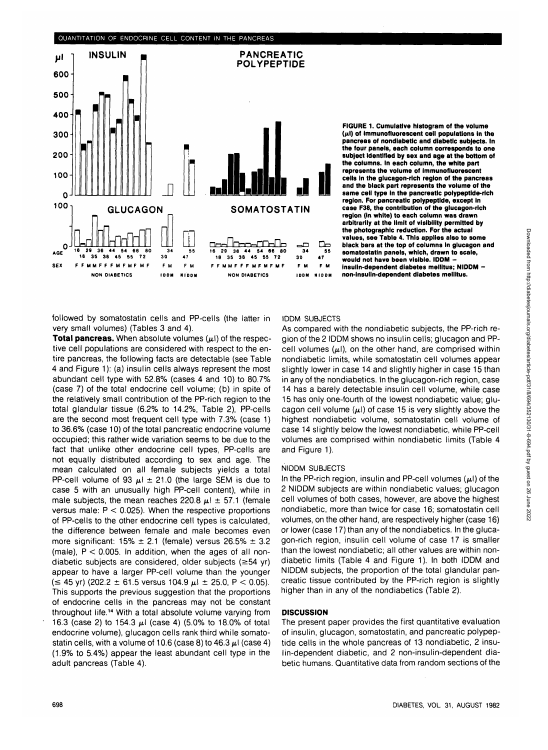FIGURE 1. Cumulative histogram of the volume (μl) of immunofluorescent cell populations in the pancreas of nondiabetic and diabetic subjects. In the four panels, each column corresponds to one subject identified by sex and age at the bottom of the columns. In each column, the white part represents the volume of immunofluorescent cells in the glucagon-rich region of the pancreas and the black part represents the volume of the same cell type in the pancreatic polypeptide-rich region. For pancreatic polypeptide, except in case F38, the contribution of the glucagon-rich region (in white) to each column was drawn arbitrarily at the limit of visibility permitted by the photographic reduction. For the actual values, see Table 4. This applies also to some black bars at the top of columns in glucagon and somatostatin panels, which, drawn to scale, would not have been visible. IDDM = insulin-dependent diabetes mellitus; NIDDM = non-insulin-dependent diabetes mellitus.

followed by somatostatin cells and PP-cells (the latter in very small volumes) (Tables 3 and 4).

**Total pancreas.** When absolute volumes (μl) of the respective cell populations are considered with respect to the entire pancreas, the following facts are detectable (see Table 4 and Figure 1): (a) insulin cells always represent the most abundant cell type with 52.8% (cases 4 and 10) to 80.7% (case 7) of the total endocrine cell volume; (b) in spite of the relatively small contribution of the PP-rich region to the total glandular tissue (6.2% to 14.2%, Table 2), PP-cells are the second most frequent cell type with 7.3% (case 1) to 36.6% (case 10) of the total pancreatic endocrine volume occupied; this rather wide variation seems to be due to the fact that unlike other endocrine cell types, PP-cells are not equally distributed according to sex and age. The mean calculated on all female subjects yields a total PP-cell volume of 93 μl ± 21.0 (the large SEM is due to case 5 with an unusually high PP-cell content), while in male subjects, the mean reaches 220.8 μl ± 57.1 (female versus male: $P < 0.025$). When the respective proportions of PP-cells to the other endocrine cell types is calculated, the difference between female and male becomes even more significant: 15% ± 2.1 (female) versus 26.5% ± 3.2 (male), $P < 0.005$. In addition, when the ages of all nondiabetic subjects are considered, older subjects (≥54 yr) appear to have a larger PP-cell volume than the younger (≤ 45 yr) (202.2 ± 61.5 versus 104.9 μl ± 25.0, $P < 0.05$). This supports the previous suggestion that the proportions of endocrine cells in the pancreas may not be constant throughout life.[14] With a total absolute volume varying from 16.3 (case 2) to 154.3 μl (case 4) (5.0% to 18.0% of total endocrine volume), glucagon cells rank third while somatostatin cells, with a volume of 10.6 (case 8) to 46.3 μl (case 4) (1.9% to 5.4%) appear the least abundant cell type in the adult pancreas (Table 4).

IDDM SUBJECTS

As compared with the nondiabetic subjects, the PP-rich region of the 2 IDDM shows no insulin cells; glucagon and PP-cell volumes (μl), on the other hand, are comprised within nondiabetic limits, while somatostatin cell volumes appear slightly lower in case 14 and slightly higher in case 15 than in any of the nondiabetics. In the glucagon-rich region, case 14 has a barely detectable insulin cell volume, while case 15 has only one-fourth of the lowest nondiabetic value; glucagon cell volume (μl) of case 15 is very slightly above the highest nondiabetic volume, somatostatin cell volume of case 14 slightly below the lowest nondiabetic, while PP-cell volumes are comprised within nondiabetic limits (Table 4 and Figure 1).

NIDDM SUBJECTS

In the PP-rich region, insulin and PP-cell volumes (μl) of the 2 NIDDM subjects are within nondiabetic values; glucagon cell volumes of both cases, however, are above the highest nondiabetic, more than twice for case 16; somatostatin cell volumes, on the other hand, are respectively higher (case 16) or lower (case 17) than any of the nondiabetics. In the glucagon-rich region, insulin cell volume of case 17 is smaller than the lowest nondiabetic; all other values are within nondiabetic limits (Table 4 and Figure 1). In both IDDM and NIDDM subjects, the proportion of the total glandular pancreatic tissue contributed by the PP-rich region is slightly higher than in any of the nondiabetics (Table 2).

## DISCUSSION

The present paper provides the first quantitative evaluation of insulin, glucagon, somatostatin, and pancreatic polypeptide cells in the whole pancreas of 13 nondiabetic, 2 insulin-dependent diabetic, and 2 non-insulin-dependent diabetic humans. Quantitative data from random sections of the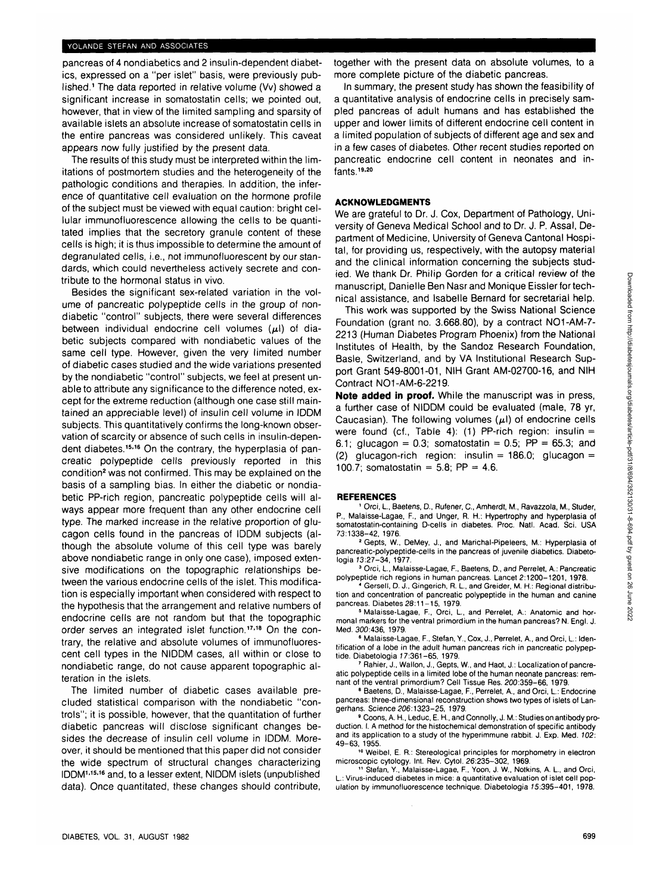pancreas of 4 nondiabetics and 2 insulin-dependent diabetics, expressed on a "per islet" basis, were previously published.[1] The data reported in relative volume (Vv) showed a significant increase in somatostatin cells; we pointed out, however, that in view of the limited sampling and sparsity of available islets an absolute increase of somatostatin cells in the entire pancreas was considered unlikely. This caveat appears now fully justified by the present data.

The results of this study must be interpreted within the limitations of postmortem studies and the heterogeneity of the pathologic conditions and therapies. In addition, the inference of quantitative cell evaluation on the hormone profile of the subject must be viewed with equal caution: bright cellular immunofluorescence allowing the cells to be quantitated implies that the secretory granule content of these cells is high; it is thus impossible to determine the amount of degranulated cells, i.e., not immunofluorescent by our standards, which could nevertheless actively secrete and contribute to the hormonal status in vivo.

Besides the significant sex-related variation in the volume of pancreatic polypeptide cells in the group of nondiabetic "control" subjects, there were several differences between individual endocrine cell volumes (μl) of diabetic subjects compared with nondiabetic values of the same cell type. However, given the very limited number of diabetic cases studied and the wide variations presented by the nondiabetic "control" subjects, we feel at present unable to attribute any significance to the difference noted, except for the extreme reduction (although one case still maintained an appreciable level) of insulin cell volume in IDDM subjects. This quantitatively confirms the long-known observation of scarcity or absence of such cells in insulin-dependent diabetes.[15,16] On the contrary, the hyperplasia of pancreatic polypeptide cells previously reported in this condition[2] was not confirmed. This may be explained on the basis of a sampling bias. In either the diabetic or nondiabetic PP-rich region, pancreatic polypeptide cells will always appear more frequent than any other endocrine cell type. The marked increase in the relative proportion of glucagon cells found in the pancreas of IDDM subjects (although the absolute volume of this cell type was barely above nondiabetic range in only one case), imposed extensive modifications on the topographic relationships between the various endocrine cells of the islet. This modification is especially important when considered with respect to the hypothesis that the arrangement and relative numbers of endocrine cells are not random but that the topographic order serves an integrated islet function.[17,18] On the contrary, the relative and absolute volumes of immunofluorescent cell types in the NIDDM cases, all within or close to nondiabetic range, do not cause apparent topographic alteration in the islets.

The limited number of diabetic cases available precluded statistical comparison with the nondiabetic "controls"; it is possible, however, that the quantitation of further diabetic pancreas will disclose significant changes besides the decrease of insulin cell volume in IDDM. Moreover, it should be mentioned that this paper did not consider the wide spectrum of structural changes characterizing IDDM[1,15,16] and, to a lesser extent, NIDDM islets (unpublished data). Once quantitated, these changes should contribute, together with the present data on absolute volumes, to a more complete picture of the diabetic pancreas.

In summary, the present study has shown the feasibility of a quantitative analysis of endocrine cells in precisely sampled pancreas of adult humans and has established the upper and lower limits of different endocrine cell content in a limited population of subjects of different age and sex and in a few cases of diabetes. Other recent studies reported on pancreatic endocrine cell content in neonates and infants.[19,20]

## ACKNOWLEDGMENTS

We are grateful to Dr. J. Cox, Department of Pathology, University of Geneva Medical School and to Dr. J. P. Assal, Department of Medicine, University of Geneva Cantonal Hospital, for providing us, respectively, with the autopsy material and the clinical information concerning the subjects studied. We thank Dr. Philip Gorden for a critical review of the manuscript, Danielle Ben Nasr and Monique Eissler for technical assistance, and Isabelle Bernard for secretarial help.

This work was supported by the Swiss National Science Foundation (grant no. 3.668.80), by a contract NO1-AM-7-2213 (Human Diabetes Program Phoenix) from the National Institutes of Health, by the Sandoz Research Foundation, Basle, Switzerland, and by VA Institutional Research Support Grant 549-8001-01, NIH Grant AM-02700-16, and NIH Contract NO1-AM-6-2219.

**Note added in proof.** While the manuscript was in press, a further case of NIDDM could be evaluated (male, 78 yr, Caucasian). The following volumes (μl) of endocrine cells were found (cf., Table 4): (1) PP-rich region: insulin = 6.1; glucagon = 0.3; somatostatin = 0.5; PP = 65.3; and (2) glucagon-rich region: insulin = 186.0; glucagon = 100.7; somatostatin = 5.8; PP = 4.6.

## REFERENCES

1. Orci, L., Baetens, D., Rufener, C., Amherdt, M., Ravazzola, M., Studer, P., Malaisse-Lagae, F., and Unger, R. H.: Hypertrophy and hyperplasia of somatostatin-containing D-cells in diabetes. Proc. Natl. Acad. Sci. USA 73:1338–42, 1976.
2. Gepts, W., DeMey, J., and Marichal-Pipeleers, M.: Hyperplasia of pancreatic-polypeptide-cells in the pancreas of juvenile diabetics. Diabetologia 13:27–34, 1977.
3. Orci, L., Malaisse-Lagae, F., Baetens, D., and Perrelet, A.: Pancreatic polypeptide rich regions in human pancreas. Lancet 2:1200–1201, 1978.
4. Gersell, D. J., Gingerich, R. L., and Greider, M. H.: Regional distribution and concentration of pancreatic polypeptide in the human and canine pancreas. Diabetes 28:11–15, 1979.
5. Malaisse-Lagae, F., Orci, L., and Perrelet, A.: Anatomic and hormonal markers for the ventral primordium in the human pancreas? N. Engl. J. Med. 300:436, 1979.
6. Malaisse-Lagae, F., Stefan, Y., Cox, J., Perrelet, A., and Orci, L.: Identification of a lobe in the adult human pancreas rich in pancreatic polypeptide. Diabetologia 17:361–65, 1979.
7. Rahier, J., Wallon, J., Gepts, W., and Haot, J.: Localization of pancreatic polypeptide cells in a limited lobe of the human neonate pancreas: remnant of the ventral primordium? Cell Tissue Res. 200:359–66, 1979.
8. Baetens, D., Malaisse-Lagae, F., Perrelet, A., and Orci, L.: Endocrine pancreas: three-dimensional reconstruction shows two types of islets of Langerhans. Science 206:1323–25, 1979.
9. Coons, A. H., Leduc, E. H., and Connolly, J. M.: Studies on antibody production. I. A method for the histochemical demonstration of specific antibody and its application to a study of the hyperimmune rabbit. J. Exp. Med. 102: 49–63, 1955.
10. Weibel, E. R.: Stereological principles for morphometry in electron microscopic cytology. Int. Rev. Cytol. 26:235–302, 1969.
11. Stefan, Y., Malaisse-Lagae, F., Yoon, J. W., Notkins, A. L., and Orci, L.: Virus-induced diabetes in mice: a quantitative evaluation of islet cell population by immunofluorescence technique. Diabetologia 15:395–401, 1978.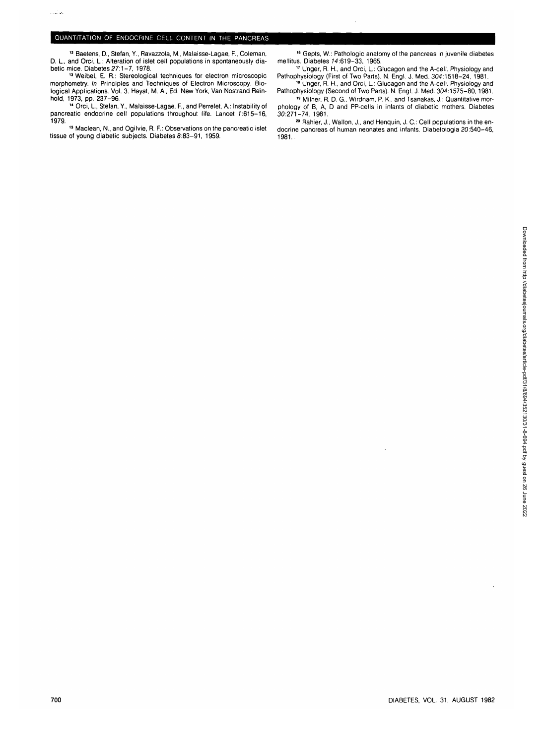[12] Baetens, D., Stefan, Y., Ravazzola, M., Malaisse-Lagae, F., Coleman, D. L., and Orci, L.: Alteration of islet cell populations in spontaneously diabetic mice. Diabetes *27*:1–7, 1978.

[13] Weibel, E. R.: Stereological techniques for electron microscopic morphometry. *In* Principles and Techniques of Electron Microscopy. Biological Applications. Vol. 3. Hayat, M. A., Ed. New York, Van Nostrand Reinhold, 1973, pp. 237–96.

[14] Orci, L., Stefan, Y., Malaisse-Lagae, F., and Perrelet, A.: Instability of pancreatic endocrine cell populations throughout life. Lancet *1*:615–16, 1979.

[15] Maclean, N., and Ogilvie, R. F.: Observations on the pancreatic islet tissue of young diabetic subjects. Diabetes *8*:83–91, 1959.

[16] Gepts, W.: Pathologic anatomy of the pancreas in juvenile diabetes mellitus. Diabetes *14*:619–33, 1965.

[17] Unger, R. H., and Orci, L.: Glucagon and the A-cell. Physiology and Pathophysiology (First of Two Parts). N. Engl. J. Med. *304*:1518–24, 1981.

[18] Unger, R. H., and Orci, L.: Glucagon and the A-cell. Physiology and Pathophysiology (Second of Two Parts). N. Engl. J. Med. *304*:1575–80, 1981.

[19] Milner, R. D. G., Wirdnam, P. K., and Tsanakas, J.: Quantitative morphology of B, A, D and PP-cells in infants of diabetic mothers. Diabetes *30*:271–74, 1981.

[20] Rahier, J., Wallon, J., and Henquin, J. C.: Cell populations in the endocrine pancreas of human neonates and infants. Diabetologia *20*:540–46, 1981.